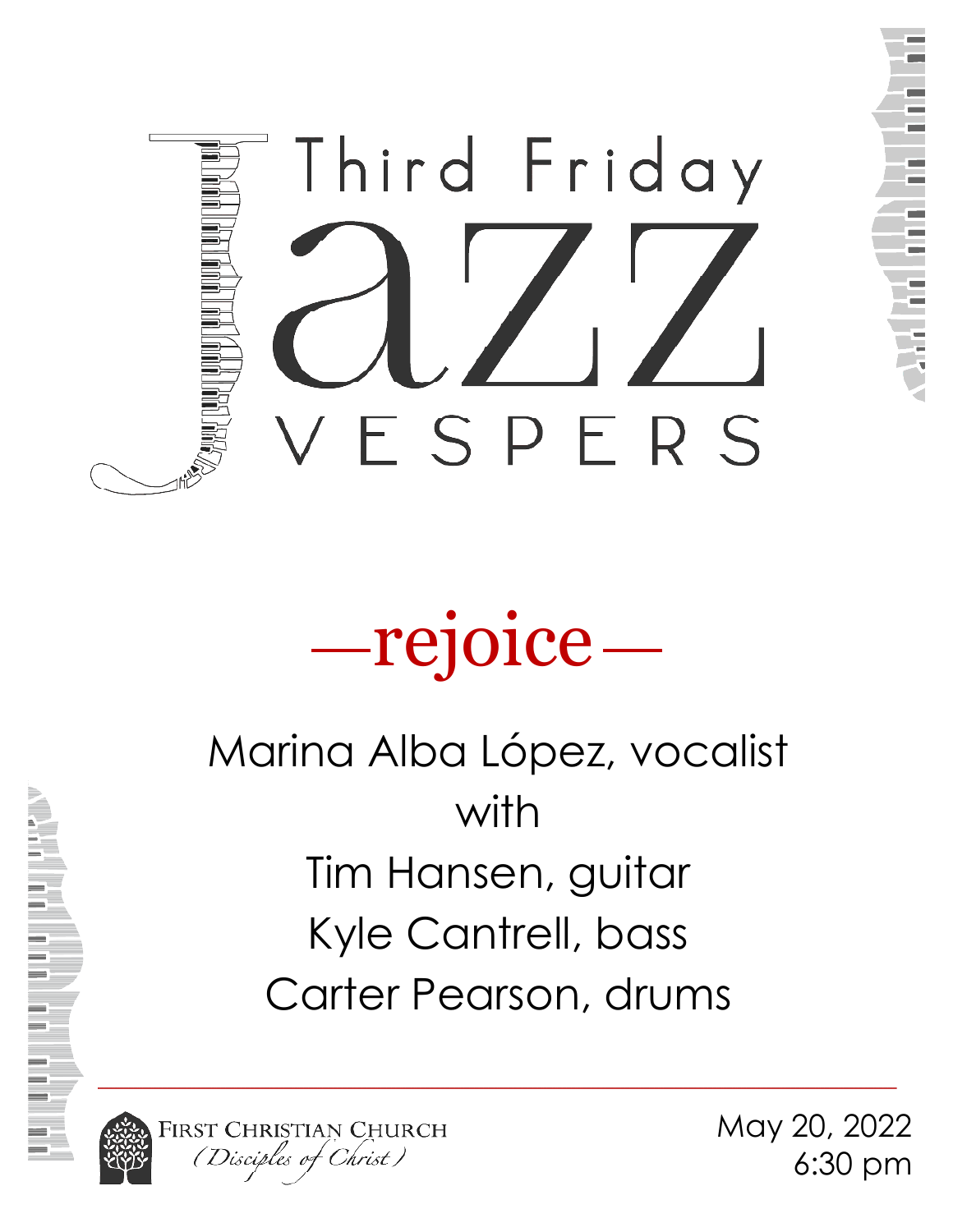# Third Friday Jazz VESPERS

## —rejoice—

Marina Alba López, vocalist

with

Tim Hansen, guitar

Kyle Cantrell, bass

Carter Pearson, drums

FIRST CHRISTIAN CHURCH
*(Disciples of Christ)*

May 20, 2022
6:30 pm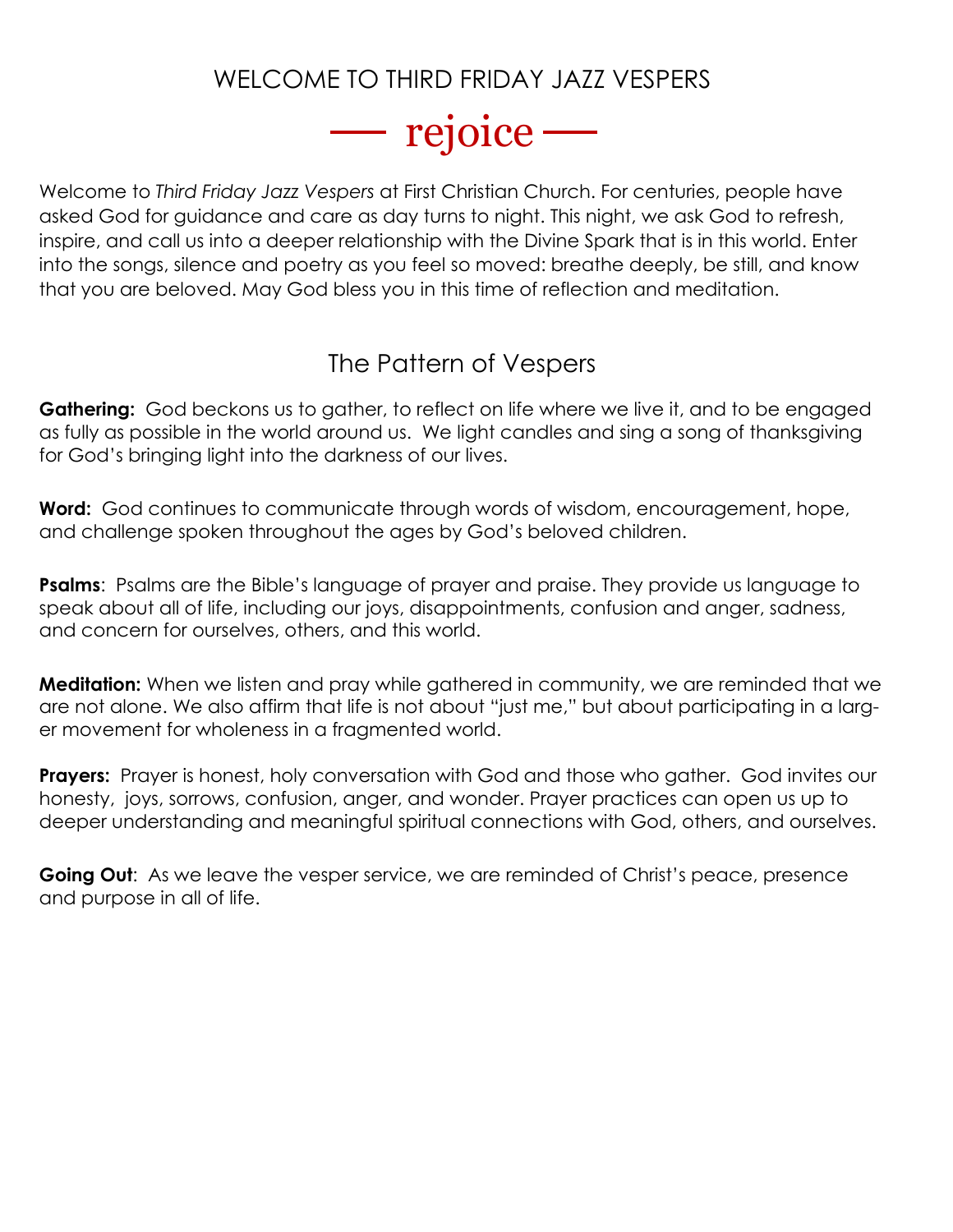# WELCOME TO THIRD FRIDAY JAZZ VESPERS

## — rejoice —

Welcome to *Third Friday Jazz Vespers* at First Christian Church. For centuries, people have asked God for guidance and care as day turns to night. This night, we ask God to refresh, inspire, and call us into a deeper relationship with the Divine Spark that is in this world. Enter into the songs, silence and poetry as you feel so moved: breathe deeply, be still, and know that you are beloved. May God bless you in this time of reflection and meditation.

## The Pattern of Vespers

**Gathering:** God beckons us to gather, to reflect on life where we live it, and to be engaged as fully as possible in the world around us. We light candles and sing a song of thanksgiving for God's bringing light into the darkness of our lives.

**Word:** God continues to communicate through words of wisdom, encouragement, hope, and challenge spoken throughout the ages by God's beloved children.

**Psalms**: Psalms are the Bible's language of prayer and praise. They provide us language to speak about all of life, including our joys, disappointments, confusion and anger, sadness, and concern for ourselves, others, and this world.

**Meditation:** When we listen and pray while gathered in community, we are reminded that we are not alone. We also affirm that life is not about "just me," but about participating in a larger movement for wholeness in a fragmented world.

**Prayers:** Prayer is honest, holy conversation with God and those who gather. God invites our honesty, joys, sorrows, confusion, anger, and wonder. Prayer practices can open us up to deeper understanding and meaningful spiritual connections with God, others, and ourselves.

**Going Out**: As we leave the vesper service, we are reminded of Christ's peace, presence and purpose in all of life.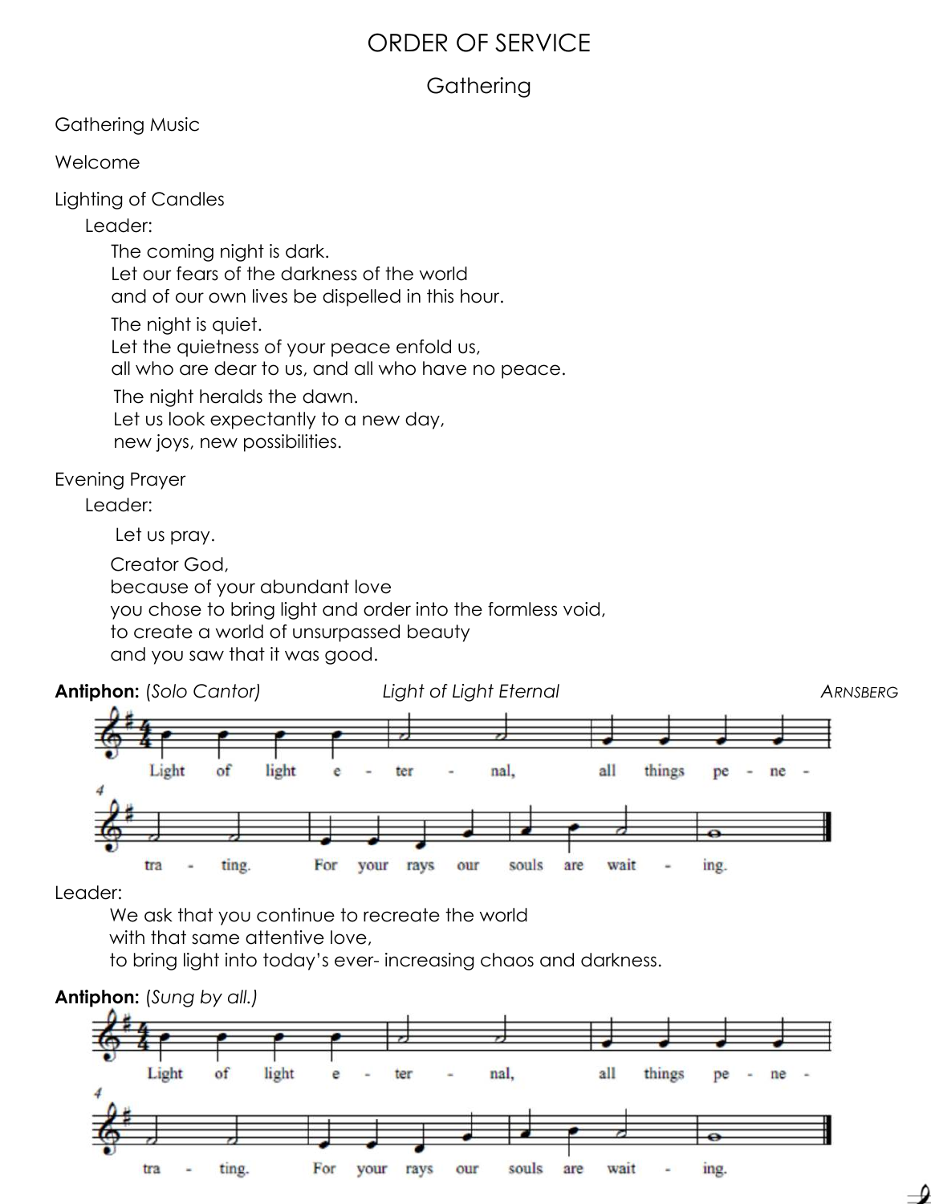# ORDER OF SERVICE

## Gathering

Gathering Music

Welcome

Lighting of Candles

Leader:

The coming night is dark.
Let our fears of the darkness of the world
and of our own lives be dispelled in this hour.

The night is quiet.
Let the quietness of your peace enfold us,
all who are dear to us, and all who have no peace.

The night heralds the dawn.
Let us look expectantly to a new day,
new joys, new possibilities.

Evening Prayer

Leader:

Let us pray.

Creator God,
because of your abundant love
you chose to bring light and order into the formless void,
to create a world of unsurpassed beauty
and you saw that it was good.

**Antiphon:** (*Solo Cantor*) *Light of Light Eternal* ARNSBERG

Light of light eternal, all things penetrating. For your rays our souls are waiting.

Leader:

We ask that you continue to recreate the world
with that same attentive love,
to bring light into today's ever- increasing chaos and darkness.

**Antiphon:** (*Sung by all.*)

Light of light eternal, all things penetrating. For your rays our souls are waiting.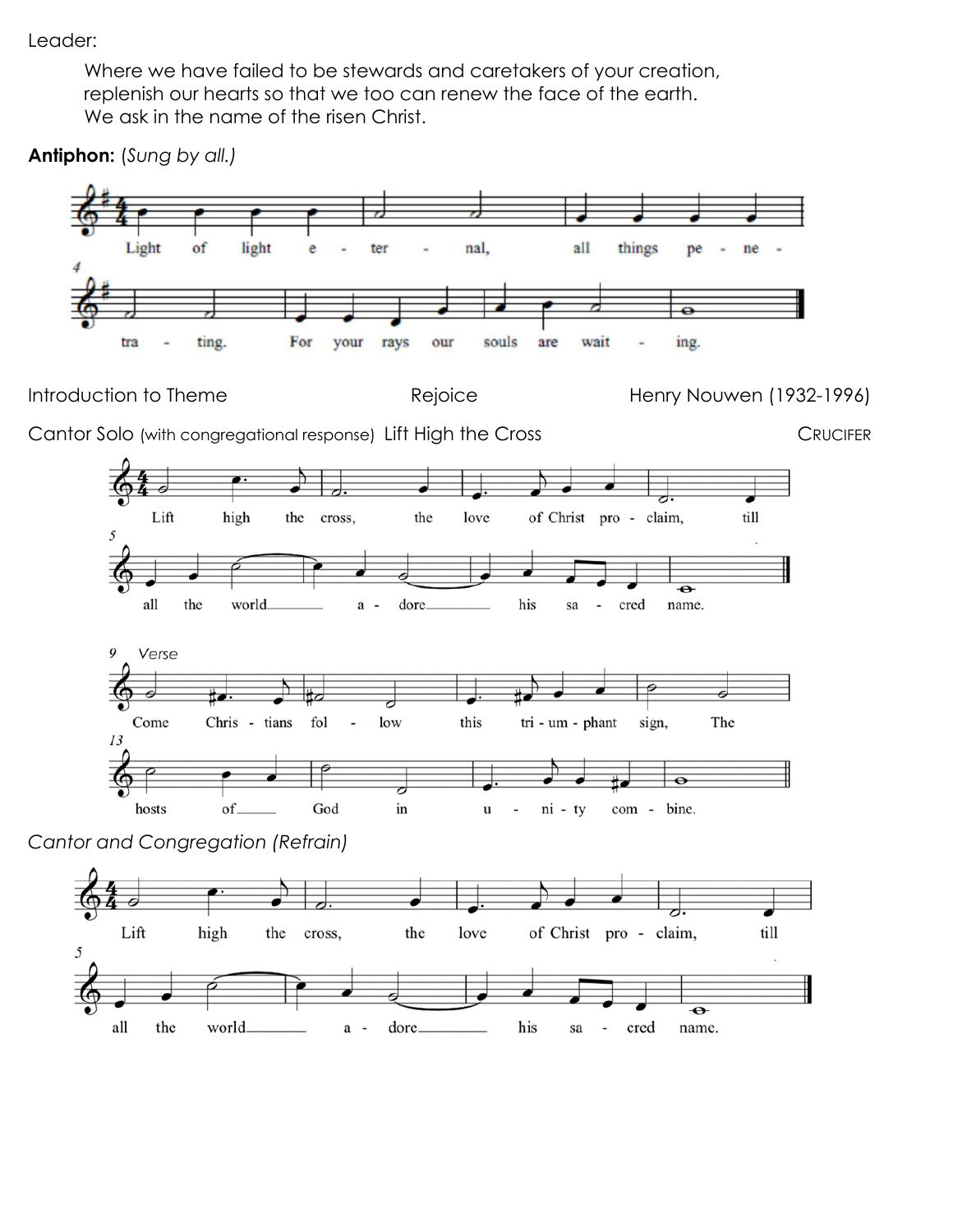Leader:

Where we have failed to be stewards and caretakers of your creation, replenish our hearts so that we too can renew the face of the earth. We ask in the name of the risen Christ.

**Antiphon:** (*Sung by all.*)

Light of light eternal, all things penetrating. For your rays our souls are waiting.

Introduction to Theme | Rejoice | Henry Nouwen (1932-1996)

Cantor Solo (with congregational response) Lift High the Cross | CRUCIFER

Lift high the cross, the love of Christ proclaim, till all the world adore his sacred name.

*Verse*

Come Christians follow this triumphant sign, The hosts of God in unity combine.

*Cantor and Congregation (Refrain)*

Lift high the cross, the love of Christ proclaim, till all the world adore his sacred name.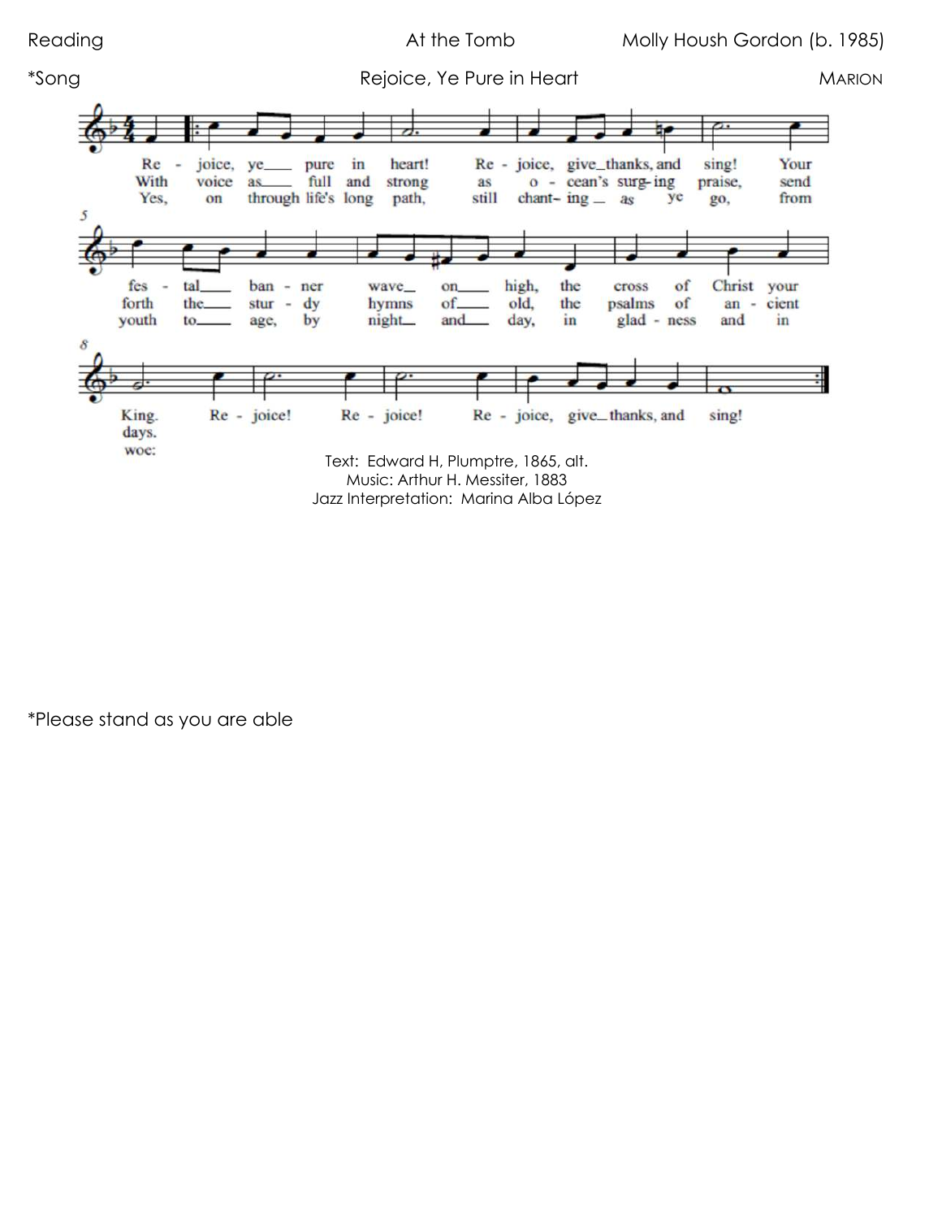Reading | At the Tomb | Molly Housh Gordon (b. 1985)

*Song | Rejoice, Ye Pure in Heart | MARION

Text: Edward H, Plumptre, 1865, alt.
Music: Arthur H. Messiter, 1883
Jazz Interpretation: Marina Alba López

*Please stand as you are able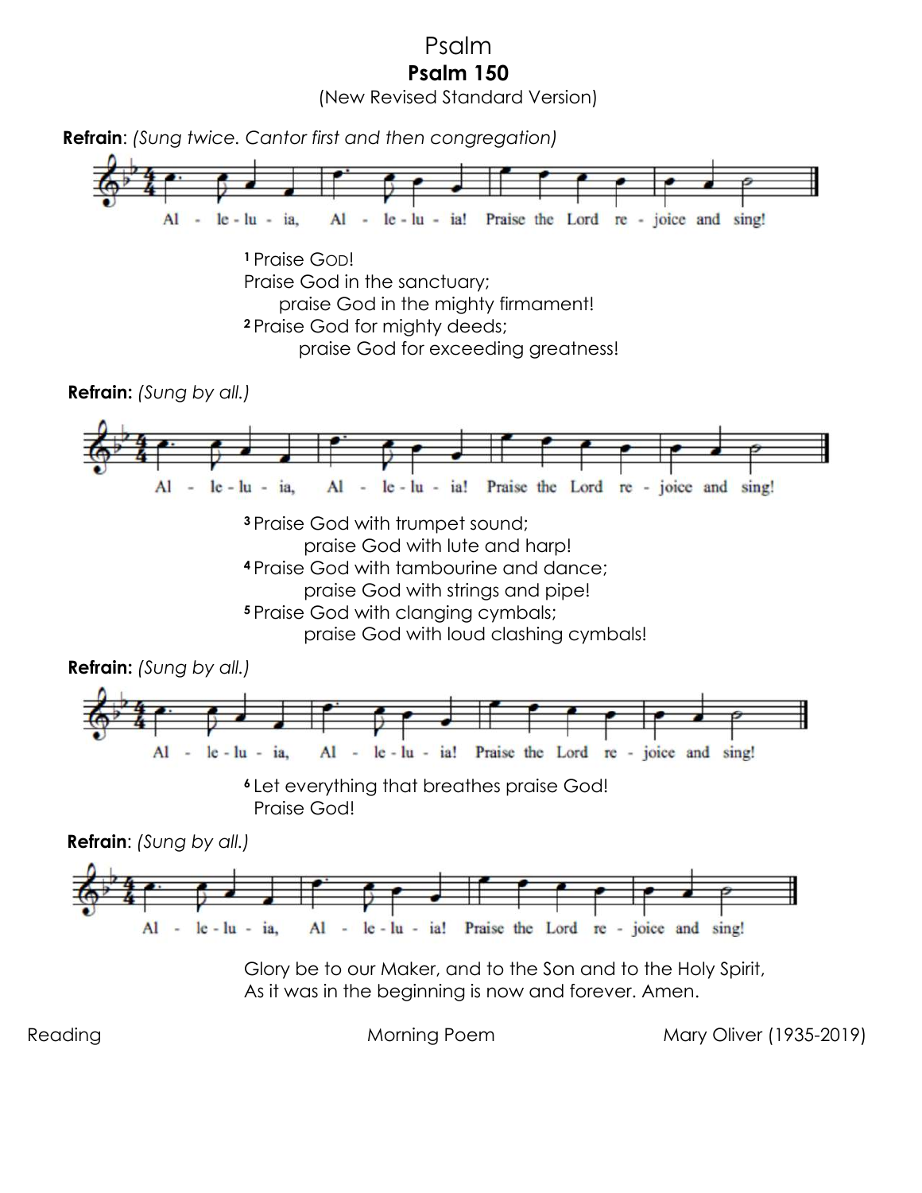# Psalm

## Psalm 150

(New Revised Standard Version)

**Refrain**: *(Sung twice. Cantor first and then congregation)*

Al - le - lu - ia, Al - le - lu - ia! Praise the Lord re - joice and sing!

[1] Praise GOD!
Praise God in the sanctuary;
praise God in the mighty firmament!
[2] Praise God for mighty deeds;
praise God for exceeding greatness!

**Refrain:** *(Sung by all.)*

Al - le - lu - ia, Al - le - lu - ia! Praise the Lord re - joice and sing!

[3] Praise God with trumpet sound;
praise God with lute and harp!
[4] Praise God with tambourine and dance;
praise God with strings and pipe!
[5] Praise God with clanging cymbals;
praise God with loud clashing cymbals!

**Refrain:** *(Sung by all.)*

Al - le - lu - ia, Al - le - lu - ia! Praise the Lord re - joice and sing!

[6] Let everything that breathes praise God!
Praise God!

**Refrain**: *(Sung by all.)*

Al - le - lu - ia, Al - le - lu - ia! Praise the Lord re - joice and sing!

Glory be to our Maker, and to the Son and to the Holy Spirit,
As it was in the beginning is now and forever. Amen.

Reading — Morning Poem — Mary Oliver (1935-2019)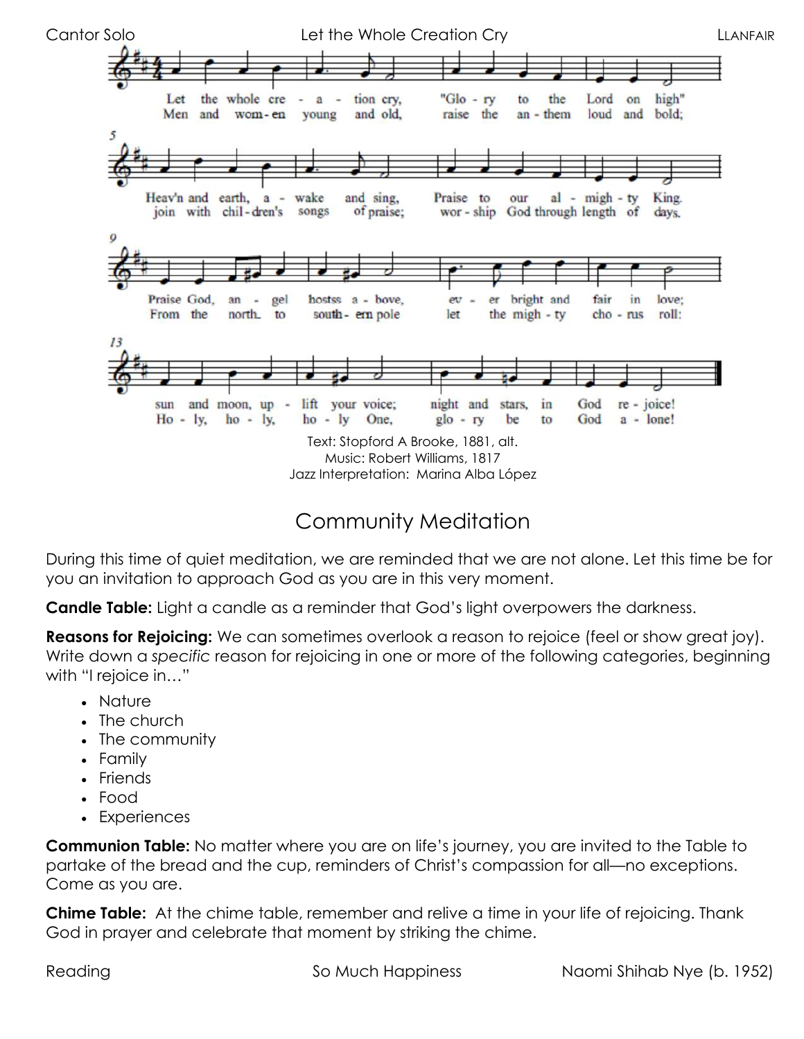Cantor Solo — Let the Whole Creation Cry — LLANFAIR

Let the whole cre - a - tion cry, "Glo - ry to the Lord on high"
Men and wom-en young and old, raise the an - them loud and bold;

Heav'n and earth, a - wake and sing, Praise to our al - migh - ty King.
join with chil-dren's songs of praise; wor - ship God through length of days.

Praise God, an - gel hostss a - bove, ev - er bright and fair in love;
From the north to south- ern pole let the migh - ty cho - rus roll:

sun and moon, up - lift your voice; night and stars, in God re - joice!
Ho - ly, ho - ly, ho - ly One, glo - ry be to God a - lone!

Text: Stopford A Brooke, 1881, alt.
Music: Robert Williams, 1817
Jazz Interpretation: Marina Alba López

## Community Meditation

During this time of quiet meditation, we are reminded that we are not alone. Let this time be for you an invitation to approach God as you are in this very moment.

**Candle Table:** Light a candle as a reminder that God's light overpowers the darkness.

**Reasons for Rejoicing:** We can sometimes overlook a reason to rejoice (feel or show great joy). Write down a *specific* reason for rejoicing in one or more of the following categories, beginning with "I rejoice in…"

- Nature
- The church
- The community
- Family
- Friends
- Food
- Experiences

**Communion Table:** No matter where you are on life's journey, you are invited to the Table to partake of the bread and the cup, reminders of Christ's compassion for all—no exceptions. Come as you are.

**Chime Table:** At the chime table, remember and relive a time in your life of rejoicing. Thank God in prayer and celebrate that moment by striking the chime.

Reading — So Much Happiness — Naomi Shihab Nye (b. 1952)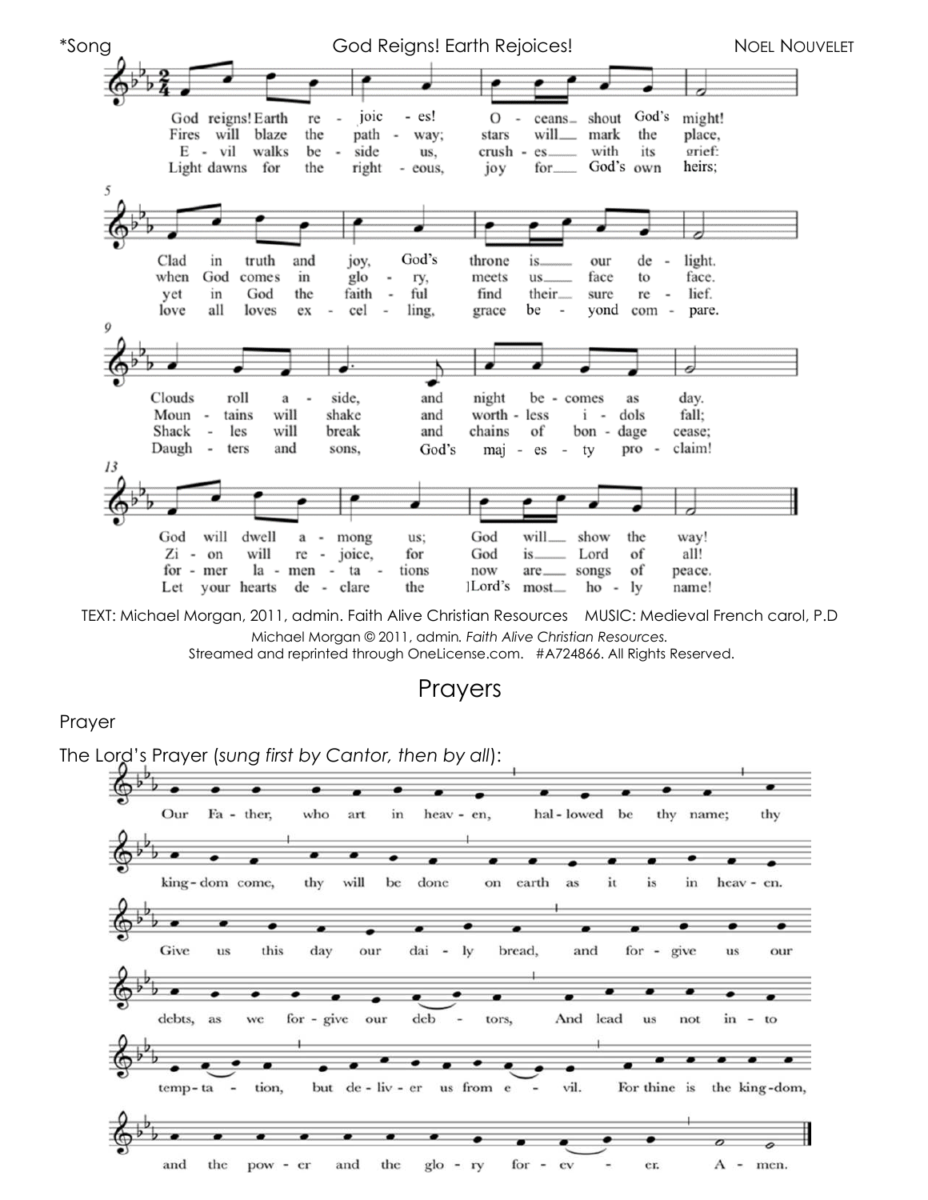*Song God Reigns! Earth Rejoices! NOEL NOUVELET

God reigns! Earth rejoices! Oceans shout God's might!
Clad in truth and joy, God's throne is our delight.
Clouds roll aside, and night becomes as day.
God will dwell among us; God will show the way!

Fires will blaze the pathway; stars will mark the place,
when God comes in glory, meets us face to face.
Mountains will shake and worthless idols fall;
Zion will rejoice, for God is Lord of all!

Evil walks beside us, crushes with its grief:
yet in God the faithful find their sure relief.
Shackles will break and chains of bondage cease;
former lamentations now are songs of peace.

Light dawns for the righteous, joy for God's own heirs;
love all loves excelling, grace beyond compare.
Daughters and sons, God's majesty proclaim!
Let your hearts declare the Lord's most holy name!

TEXT: Michael Morgan, 2011, admin. Faith Alive Christian Resources MUSIC: Medieval French carol, P.D

Michael Morgan © 2011, admin. *Faith Alive Christian Resources.*
Streamed and reprinted through OneLicense.com. #A724866. All Rights Reserved.

# Prayers

Prayer

The Lord's Prayer (*sung first by Cantor, then by all*):

Our Father, who art in heaven, hallowed be thy name; thy kingdom come, thy will be done on earth as it is in heaven. Give us this day our daily bread, and forgive us our debts, as we forgive our debtors, And lead us not into temptation, but deliver us from evil. For thine is the kingdom, and the power and the glory forever. Amen.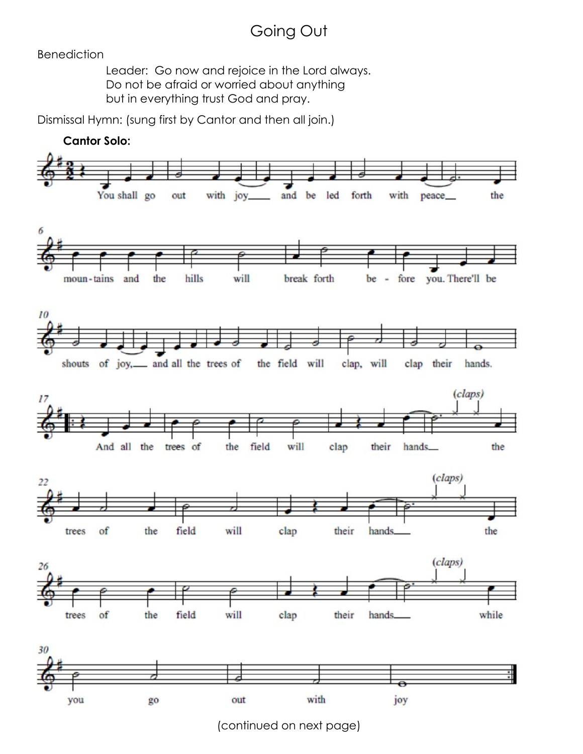# Going Out

Benediction

> Leader: Go now and rejoice in the Lord always.
> Do not be afraid or worried about anything
> but in everything trust God and pray.

Dismissal Hymn: (sung first by Cantor and then all join.)

**Cantor Solo:**

(continued on next page)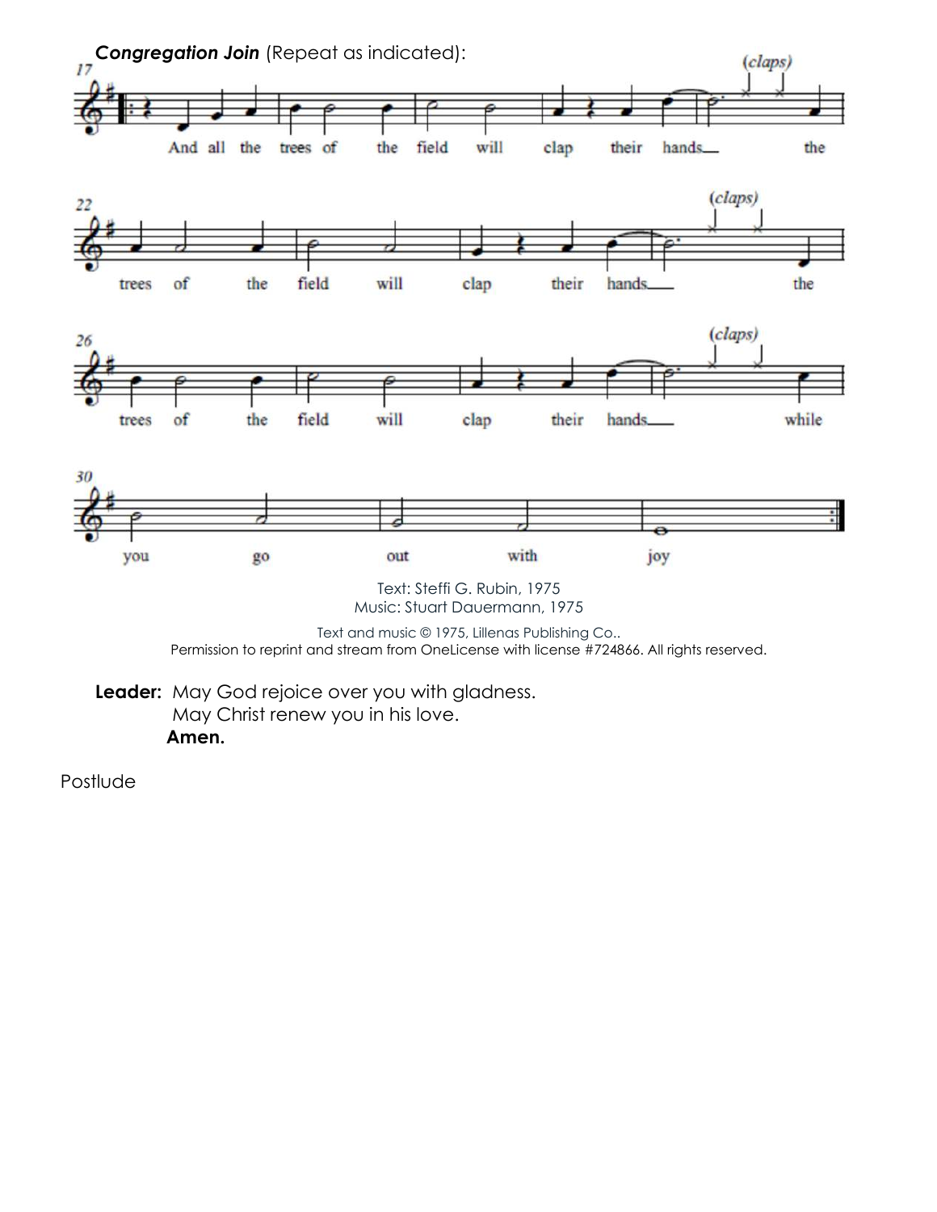***Congregation Join*** (Repeat as indicated):

And all the trees of the field will clap their hands (claps) the trees of the field will clap their hands (claps) the trees of the field will clap their hands (claps) while you go out with joy

Text: Steffi G. Rubin, 1975
Music: Stuart Dauermann, 1975

Text and music © 1975, Lillenas Publishing Co..
Permission to reprint and stream from OneLicense with license #724866. All rights reserved.

**Leader:** May God rejoice over you with gladness.
May Christ renew you in his love.
**Amen.**

Postlude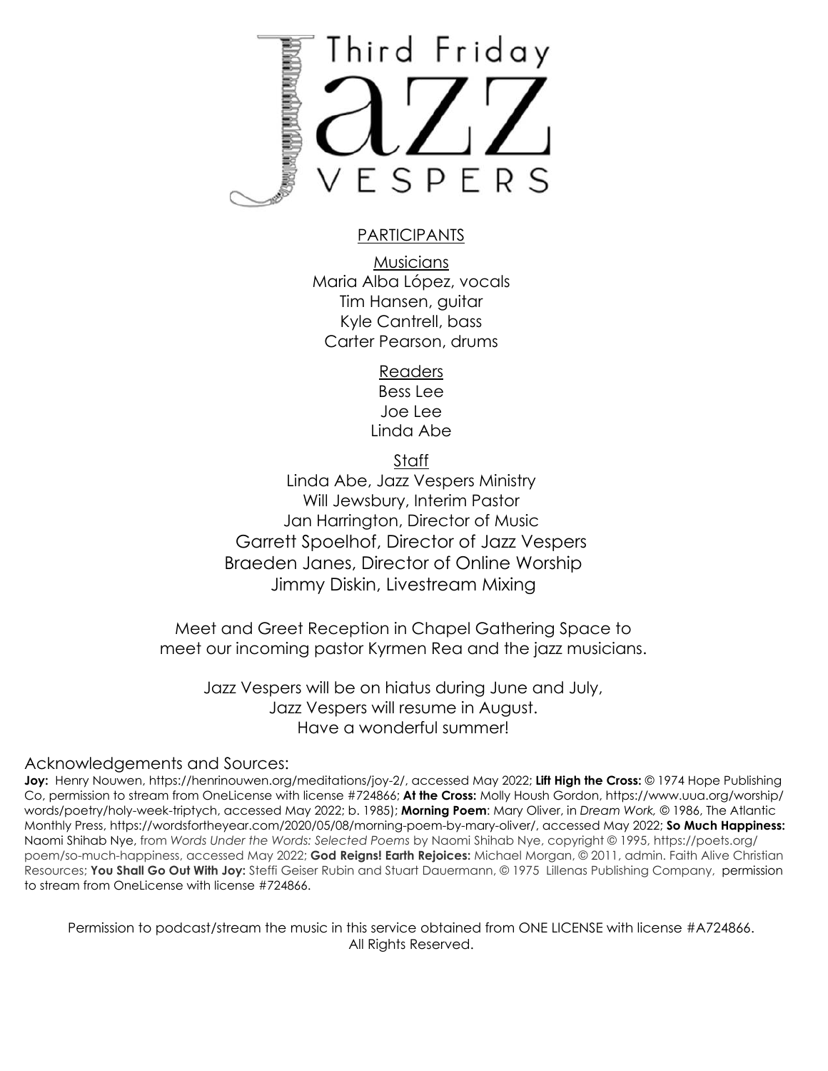# Third Friday Jazz Vespers

PARTICIPANTS

Musicians
Maria Alba López, vocals
Tim Hansen, guitar
Kyle Cantrell, bass
Carter Pearson, drums

Readers
Bess Lee
Joe Lee
Linda Abe

Staff
Linda Abe, Jazz Vespers Ministry
Will Jewsbury, Interim Pastor
Jan Harrington, Director of Music
Garrett Spoelhof, Director of Jazz Vespers
Braeden Janes, Director of Online Worship
Jimmy Diskin, Livestream Mixing

Meet and Greet Reception in Chapel Gathering Space to meet our incoming pastor Kyrmen Rea and the jazz musicians.

Jazz Vespers will be on hiatus during June and July,
Jazz Vespers will resume in August.
Have a wonderful summer!

Acknowledgements and Sources:

**Joy:** Henry Nouwen, https://henrinouwen.org/meditations/joy-2/, accessed May 2022; **Lift High the Cross:** © 1974 Hope Publishing Co, permission to stream from OneLicense with license #724866; **At the Cross:** Molly Housh Gordon, https://www.uua.org/worship/words/poetry/holy-week-triptych, accessed May 2022; b. 1985); **Morning Poem**: Mary Oliver, in *Dream Work,* © 1986, The Atlantic Monthly Press, https://wordsfortheyear.com/2020/05/08/morning-poem-by-mary-oliver/, accessed May 2022; **So Much Happiness:** Naomi Shihab Nye, from *Words Under the Words: Selected Poems* by Naomi Shihab Nye, copyright © 1995, https://poets.org/poem/so-much-happiness, accessed May 2022; **God Reigns! Earth Rejoices:** Michael Morgan, © 2011, admin. Faith Alive Christian Resources; **You Shall Go Out With Joy:** Steffi Geiser Rubin and Stuart Dauermann, © 1975 Lillenas Publishing Company, permission to stream from OneLicense with license #724866.

Permission to podcast/stream the music in this service obtained from ONE LICENSE with license #A724866. All Rights Reserved.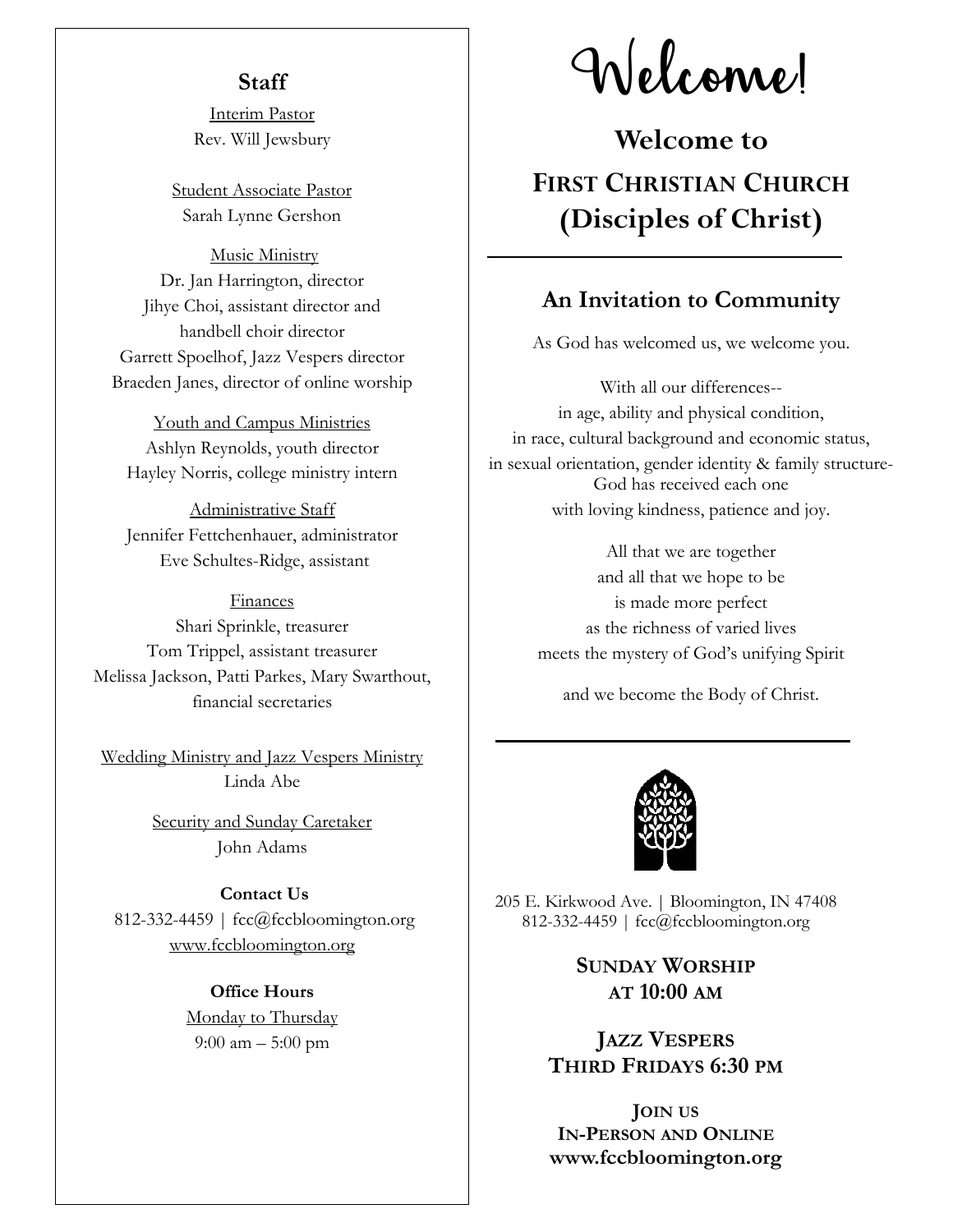## Staff

Interim Pastor
Rev. Will Jewsbury

Student Associate Pastor
Sarah Lynne Gershon

Music Ministry
Dr. Jan Harrington, director
Jihye Choi, assistant director and handbell choir director
Garrett Spoelhof, Jazz Vespers director
Braeden Janes, director of online worship

Youth and Campus Ministries
Ashlyn Reynolds, youth director
Hayley Norris, college ministry intern

Administrative Staff
Jennifer Fettchenhauer, administrator
Eve Schultes-Ridge, assistant

Finances
Shari Sprinkle, treasurer
Tom Trippel, assistant treasurer
Melissa Jackson, Patti Parkes, Mary Swarthout, financial secretaries

Wedding Ministry and Jazz Vespers Ministry
Linda Abe

Security and Sunday Caretaker
John Adams

**Contact Us**

812-332-4459 | fcc@fccbloomington.org
www.fccbloomington.org

**Office Hours**

Monday to Thursday
9:00 am – 5:00 pm

# Welcome!

## Welcome to FIRST CHRISTIAN CHURCH (Disciples of Christ)

---

### An Invitation to Community

As God has welcomed us, we welcome you.

With all our differences--
in age, ability and physical condition,
in race, cultural background and economic status,
in sexual orientation, gender identity & family structure-
God has received each one
with loving kindness, patience and joy.

All that we are together
and all that we hope to be
is made more perfect
as the richness of varied lives
meets the mystery of God's unifying Spirit

and we become the Body of Christ.

---

205 E. Kirkwood Ave. | Bloomington, IN 47408
812-332-4459 | fcc@fccbloomington.org

**SUNDAY WORSHIP AT 10:00 AM**

**JAZZ VESPERS THIRD FRIDAYS 6:30 PM**

**JOIN US IN-PERSON AND ONLINE**
**www.fccbloomington.org**